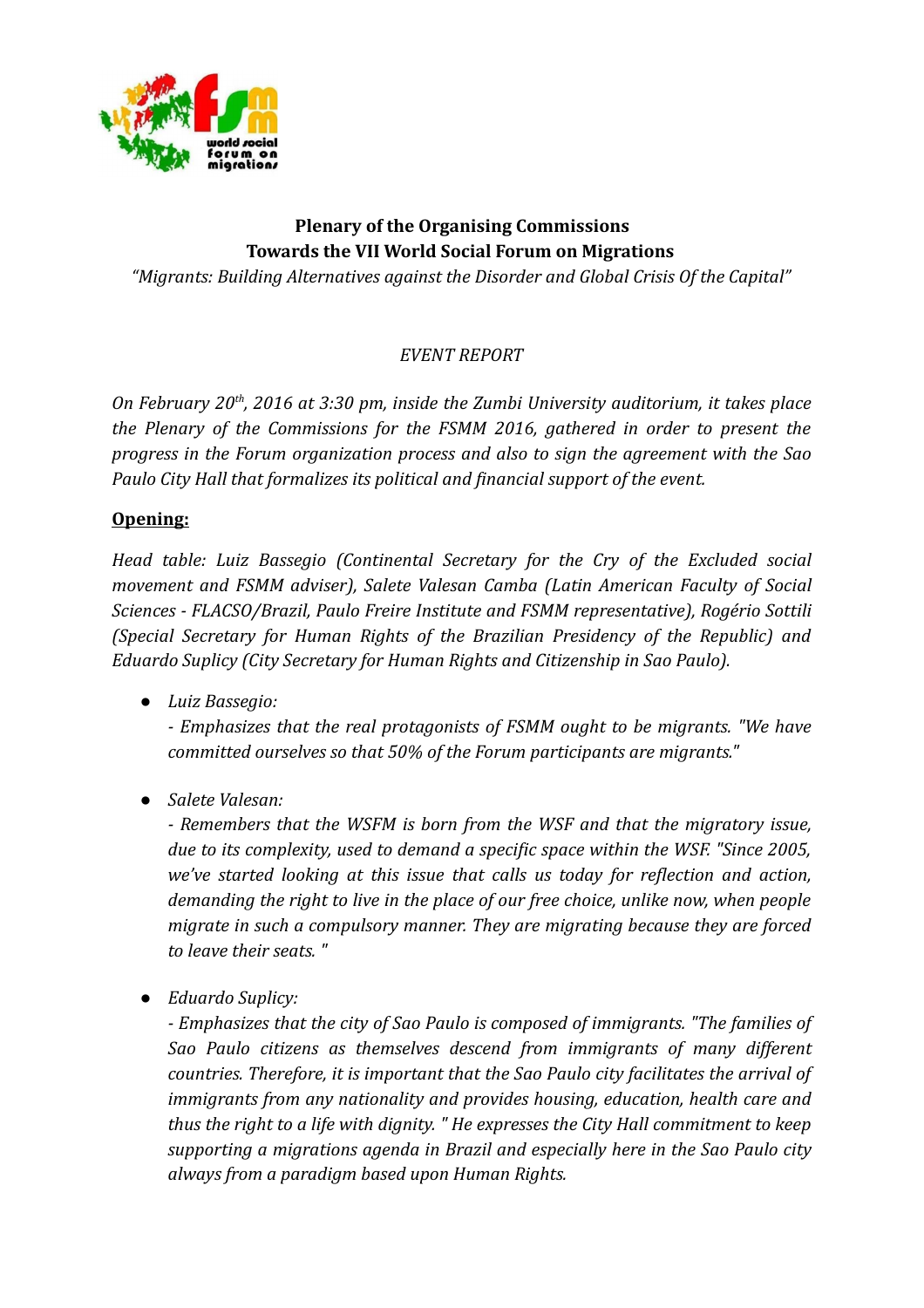**Plenary of the Organising Commissions**
**Towards the VII World Social Forum on Migrations**

*"Migrants: Building Alternatives against the Disorder and Global Crisis Of the Capital"*

*EVENT REPORT*

*On February 20th, 2016 at 3:30 pm, inside the Zumbi University auditorium, it takes place the Plenary of the Commissions for the FSMM 2016, gathered in order to present the progress in the Forum organization process and also to sign the agreement with the Sao Paulo City Hall that formalizes its political and financial support of the event.*

**Opening:**

*Head table: Luiz Bassegio (Continental Secretary for the Cry of the Excluded social movement and FSMM adviser), Salete Valesan Camba (Latin American Faculty of Social Sciences - FLACSO/Brazil, Paulo Freire Institute and FSMM representative), Rogério Sottili (Special Secretary for Human Rights of the Brazilian Presidency of the Republic) and Eduardo Suplicy (City Secretary for Human Rights and Citizenship in Sao Paulo).*

- *Luiz Bassegio:*
  *- Emphasizes that the real protagonists of FSMM ought to be migrants. "We have committed ourselves so that 50% of the Forum participants are migrants."*

- *Salete Valesan:*
  *- Remembers that the WSFM is born from the WSF and that the migratory issue, due to its complexity, used to demand a specific space within the WSF. "Since 2005, we've started looking at this issue that calls us today for reflection and action, demanding the right to live in the place of our free choice, unlike now, when people migrate in such a compulsory manner. They are migrating because they are forced to leave their seats. "*

- *Eduardo Suplicy:*
  *- Emphasizes that the city of Sao Paulo is composed of immigrants. "The families of Sao Paulo citizens as themselves descend from immigrants of many different countries. Therefore, it is important that the Sao Paulo city facilitates the arrival of immigrants from any nationality and provides housing, education, health care and thus the right to a life with dignity. " He expresses the City Hall commitment to keep supporting a migrations agenda in Brazil and especially here in the Sao Paulo city always from a paradigm based upon Human Rights.*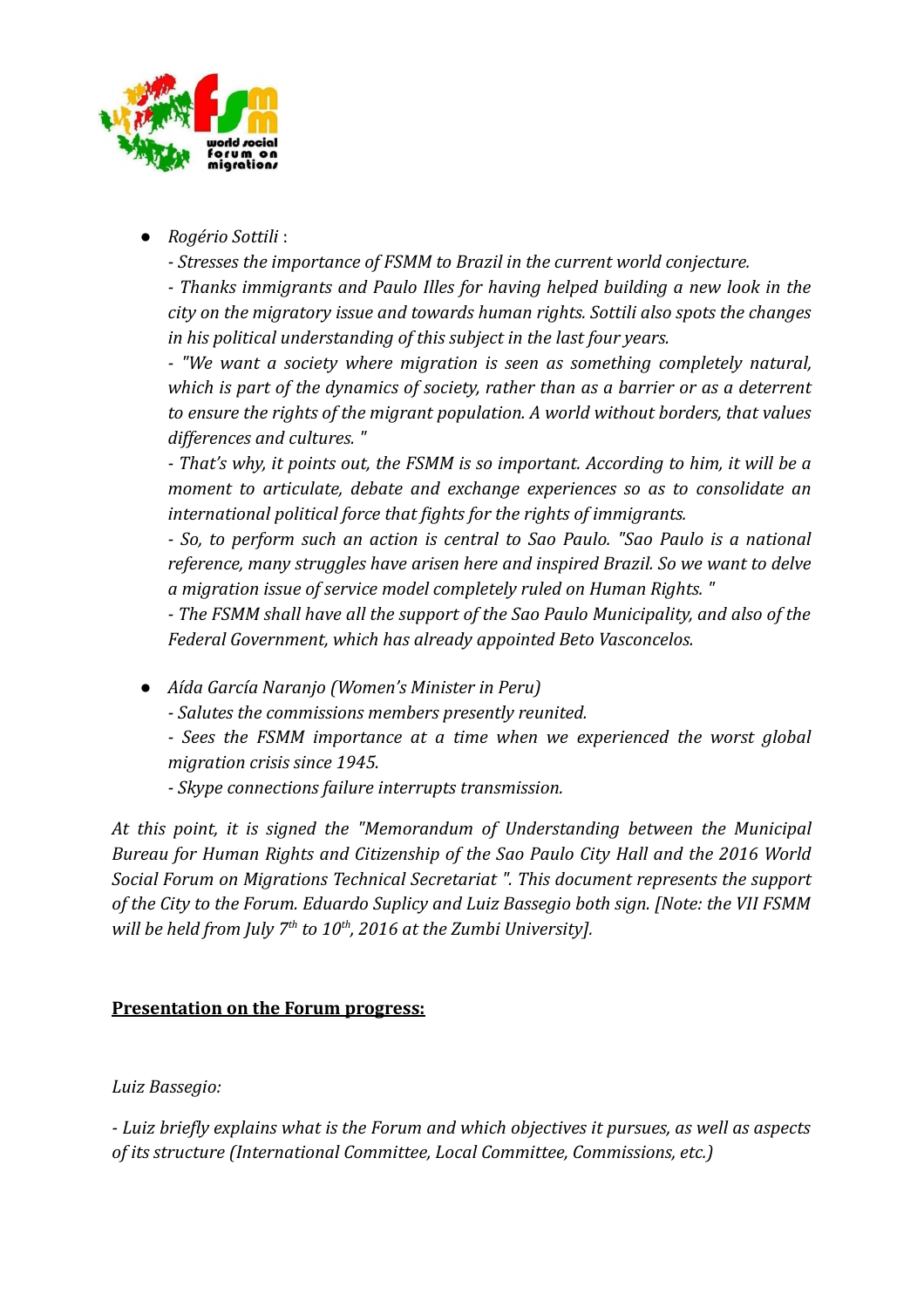- *Rogério Sottili* :

  *- Stresses the importance of FSMM to Brazil in the current world conjecture.*

  *- Thanks immigrants and Paulo Illes for having helped building a new look in the city on the migratory issue and towards human rights. Sottili also spots the changes in his political understanding of this subject in the last four years.*

  *- "We want a society where migration is seen as something completely natural, which is part of the dynamics of society, rather than as a barrier or as a deterrent to ensure the rights of the migrant population. A world without borders, that values differences and cultures. "*

  *- That's why, it points out, the FSMM is so important. According to him, it will be a moment to articulate, debate and exchange experiences so as to consolidate an international political force that fights for the rights of immigrants.*

  *- So, to perform such an action is central to Sao Paulo. "Sao Paulo is a national reference, many struggles have arisen here and inspired Brazil. So we want to delve a migration issue of service model completely ruled on Human Rights. "*

  *- The FSMM shall have all the support of the Sao Paulo Municipality, and also of the Federal Government, which has already appointed Beto Vasconcelos.*

- *Aída García Naranjo (Women's Minister in Peru)*

  *- Salutes the commissions members presently reunited.*

  *- Sees the FSMM importance at a time when we experienced the worst global migration crisis since 1945.*

  *- Skype connections failure interrupts transmission.*

*At this point, it is signed the "Memorandum of Understanding between the Municipal Bureau for Human Rights and Citizenship of the Sao Paulo City Hall and the 2016 World Social Forum on Migrations Technical Secretariat ". This document represents the support of the City to the Forum. Eduardo Suplicy and Luiz Bassegio both sign. [Note: the VII FSMM will be held from July 7th to 10th, 2016 at the Zumbi University].*

**<u>Presentation on the Forum progress:</u>**

*Luiz Bassegio:*

*- Luiz briefly explains what is the Forum and which objectives it pursues, as well as aspects of its structure (International Committee, Local Committee, Commissions, etc.)*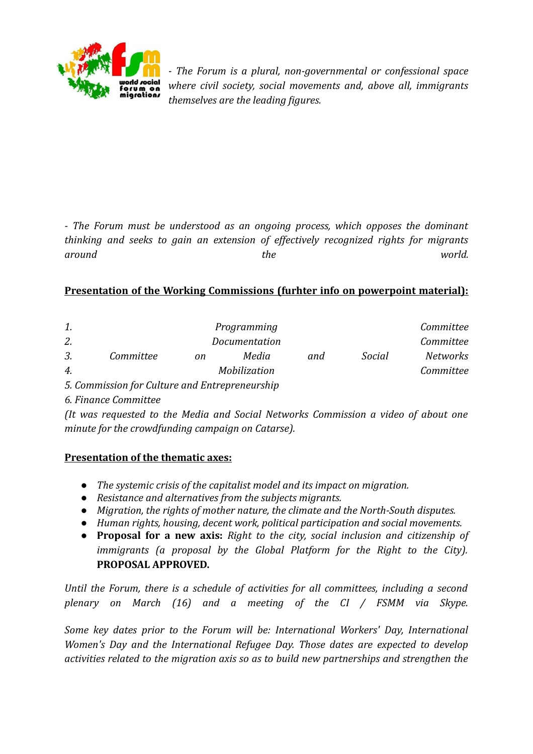*- The Forum is a plural, non-governmental or confessional space where civil society, social movements and, above all, immigrants themselves are the leading figures.*

*- The Forum must be understood as an ongoing process, which opposes the dominant thinking and seeks to gain an extension of effectively recognized rights for migrants around the world.*

**Presentation of the Working Commissions (furhter info on powerpoint material):**

*1. Programming Committee*
*2. Documentation Committee*
*3. Committee on Media and Social Networks*
*4. Mobilization Committee*
*5. Commission for Culture and Entrepreneurship*
*6. Finance Committee*
*(It was requested to the Media and Social Networks Commission a video of about one minute for the crowdfunding campaign on Catarse).*

**Presentation of the thematic axes:**

- *The systemic crisis of the capitalist model and its impact on migration.*
- *Resistance and alternatives from the subjects migrants.*
- *Migration, the rights of mother nature, the climate and the North-South disputes.*
- *Human rights, housing, decent work, political participation and social movements.*
- **Proposal for a new axis:** *Right to the city, social inclusion and citizenship of immigrants (a proposal by the Global Platform for the Right to the City).* **PROPOSAL APPROVED.**

*Until the Forum, there is a schedule of activities for all committees, including a second plenary on March (16) and a meeting of the CI / FSMM via Skype.*

*Some key dates prior to the Forum will be: International Workers' Day, International Women's Day and the International Refugee Day. Those dates are expected to develop activities related to the migration axis so as to build new partnerships and strengthen the*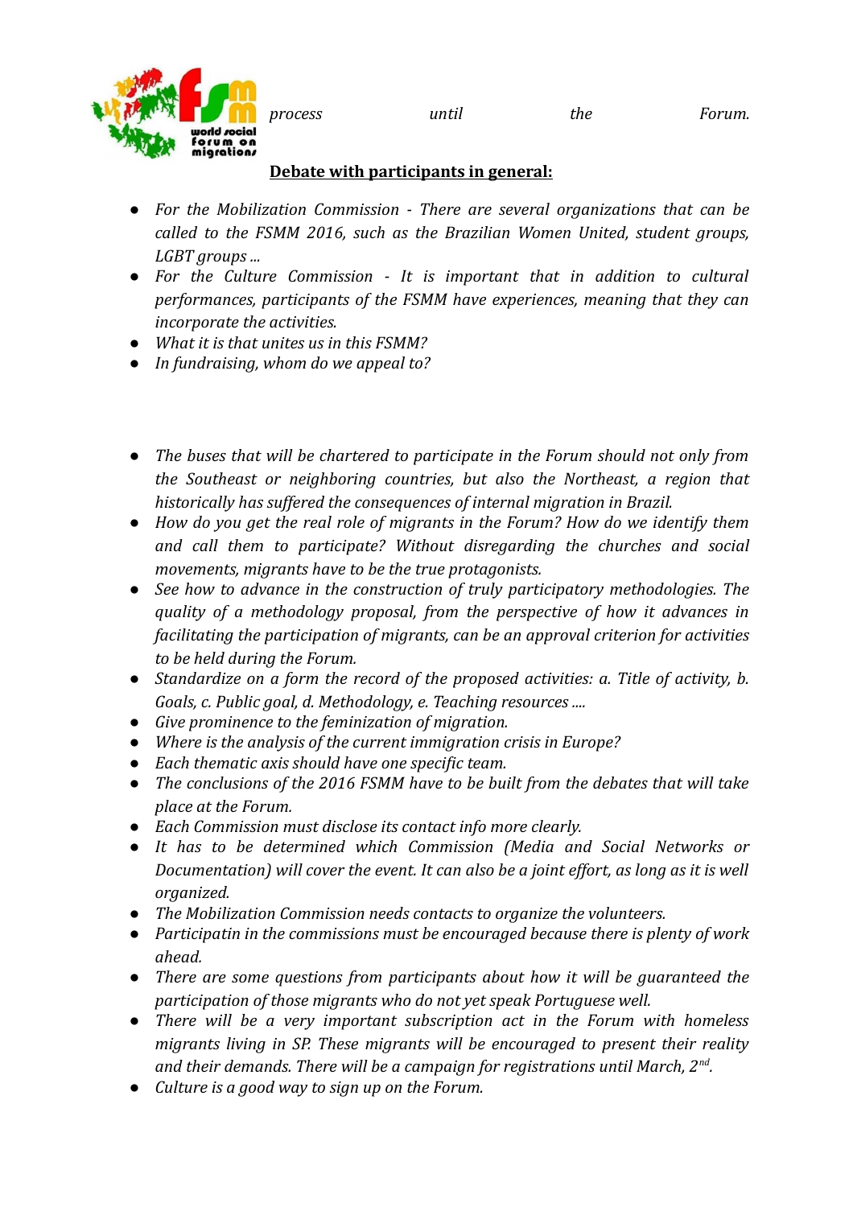*process until the Forum.*

**Debate with participants in general:**

- *For the Mobilization Commission - There are several organizations that can be called to the FSMM 2016, such as the Brazilian Women United, student groups, LGBT groups ...*
- *For the Culture Commission - It is important that in addition to cultural performances, participants of the FSMM have experiences, meaning that they can incorporate the activities.*
- *What it is that unites us in this FSMM?*
- *In fundraising, whom do we appeal to?*

- *The buses that will be chartered to participate in the Forum should not only from the Southeast or neighboring countries, but also the Northeast, a region that historically has suffered the consequences of internal migration in Brazil.*
- *How do you get the real role of migrants in the Forum? How do we identify them and call them to participate? Without disregarding the churches and social movements, migrants have to be the true protagonists.*
- *See how to advance in the construction of truly participatory methodologies. The quality of a methodology proposal, from the perspective of how it advances in facilitating the participation of migrants, can be an approval criterion for activities to be held during the Forum.*
- *Standardize on a form the record of the proposed activities: a. Title of activity, b. Goals, c. Public goal, d. Methodology, e. Teaching resources ....*
- *Give prominence to the feminization of migration.*
- *Where is the analysis of the current immigration crisis in Europe?*
- *Each thematic axis should have one specific team.*
- *The conclusions of the 2016 FSMM have to be built from the debates that will take place at the Forum.*
- *Each Commission must disclose its contact info more clearly.*
- *It has to be determined which Commission (Media and Social Networks or Documentation) will cover the event. It can also be a joint effort, as long as it is well organized.*
- *The Mobilization Commission needs contacts to organize the volunteers.*
- *Participatin in the commissions must be encouraged because there is plenty of work ahead.*
- *There are some questions from participants about how it will be guaranteed the participation of those migrants who do not yet speak Portuguese well.*
- *There will be a very important subscription act in the Forum with homeless migrants living in SP. These migrants will be encouraged to present their reality and their demands. There will be a campaign for registrations until March, 2nd.*
- *Culture is a good way to sign up on the Forum.*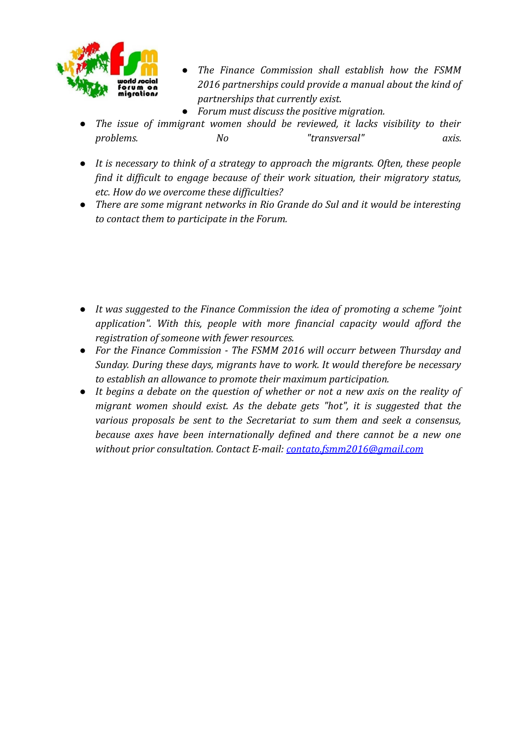- *The Finance Commission shall establish how the FSMM 2016 partnerships could provide a manual about the kind of partnerships that currently exist.*
- *Forum must discuss the positive migration.*
- *The issue of immigrant women should be reviewed, it lacks visibility to their problems. No "transversal" axis.*
- *It is necessary to think of a strategy to approach the migrants. Often, these people find it difficult to engage because of their work situation, their migratory status, etc. How do we overcome these difficulties?*
- *There are some migrant networks in Rio Grande do Sul and it would be interesting to contact them to participate in the Forum.*

- *It was suggested to the Finance Commission the idea of promoting a scheme "joint application". With this, people with more financial capacity would afford the registration of someone with fewer resources.*
- *For the Finance Commission - The FSMM 2016 will occurr between Thursday and Sunday. During these days, migrants have to work. It would therefore be necessary to establish an allowance to promote their maximum participation.*
- *It begins a debate on the question of whether or not a new axis on the reality of migrant women should exist. As the debate gets "hot", it is suggested that the various proposals be sent to the Secretariat to sum them and seek a consensus, because axes have been internationally defined and there cannot be a new one without prior consultation. Contact E-mail: [contato.fsmm2016@gmail.com](mailto:contato.fsmm2016@gmail.com)*